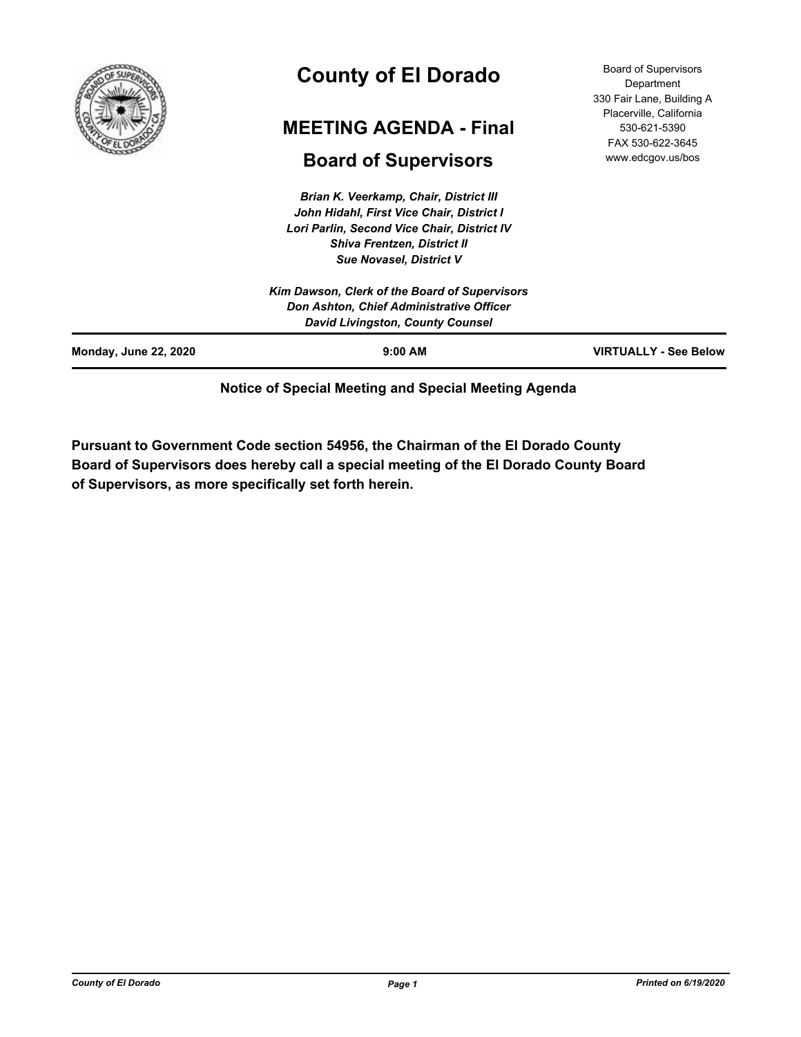# County of El Dorado

## MEETING AGENDA - Final

## Board of Supervisors

Board of Supervisors Department
330 Fair Lane, Building A
Placerville, California
530-621-5390
FAX 530-622-3645
www.edcgov.us/bos

*Brian K. Veerkamp, Chair, District III*
*John Hidahl, First Vice Chair, District I*
*Lori Parlin, Second Vice Chair, District IV*
*Shiva Frentzen, District II*
*Sue Novasel, District V*

*Kim Dawson, Clerk of the Board of Supervisors*
*Don Ashton, Chief Administrative Officer*
*David Livingston, County Counsel*

**Monday, June 22, 2020** | **9:00 AM** | **VIRTUALLY - See Below**

**Notice of Special Meeting and Special Meeting Agenda**

**Pursuant to Government Code section 54956, the Chairman of the El Dorado County Board of Supervisors does hereby call a special meeting of the El Dorado County Board of Supervisors, as more specifically set forth herein.**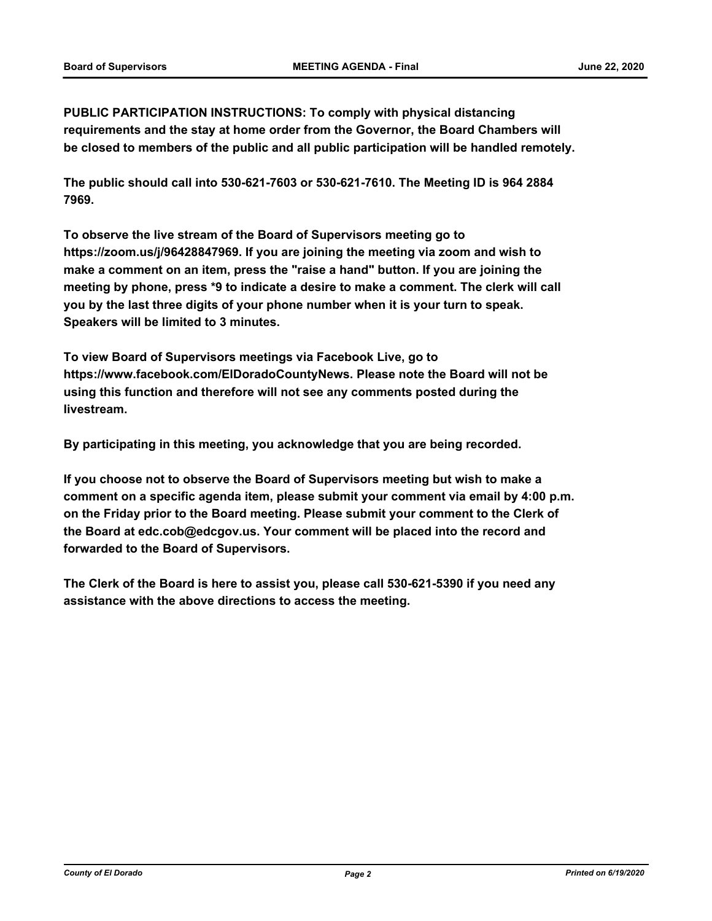**PUBLIC PARTICIPATION INSTRUCTIONS: To comply with physical distancing requirements and the stay at home order from the Governor, the Board Chambers will be closed to members of the public and all public participation will be handled remotely.**

**The public should call into 530-621-7603 or 530-621-7610. The Meeting ID is 964 2884 7969.**

**To observe the live stream of the Board of Supervisors meeting go to https://zoom.us/j/96428847969. If you are joining the meeting via zoom and wish to make a comment on an item, press the "raise a hand" button. If you are joining the meeting by phone, press *9 to indicate a desire to make a comment. The clerk will call you by the last three digits of your phone number when it is your turn to speak. Speakers will be limited to 3 minutes.**

**To view Board of Supervisors meetings via Facebook Live, go to https://www.facebook.com/ElDoradoCountyNews. Please note the Board will not be using this function and therefore will not see any comments posted during the livestream.**

**By participating in this meeting, you acknowledge that you are being recorded.**

**If you choose not to observe the Board of Supervisors meeting but wish to make a comment on a specific agenda item, please submit your comment via email by 4:00 p.m. on the Friday prior to the Board meeting. Please submit your comment to the Clerk of the Board at edc.cob@edcgov.us. Your comment will be placed into the record and forwarded to the Board of Supervisors.**

**The Clerk of the Board is here to assist you, please call 530-621-5390 if you need any assistance with the above directions to access the meeting.**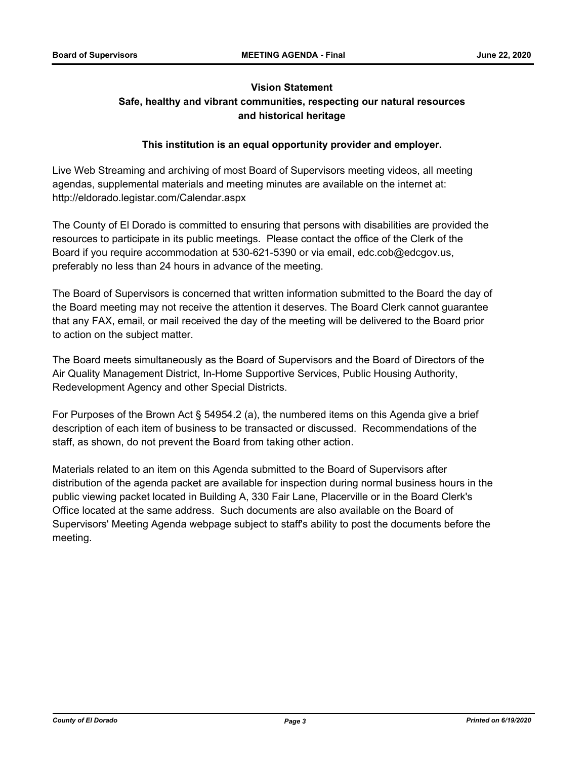**Vision Statement**

**Safe, healthy and vibrant communities, respecting our natural resources and historical heritage**

**This institution is an equal opportunity provider and employer.**

Live Web Streaming and archiving of most Board of Supervisors meeting videos, all meeting agendas, supplemental materials and meeting minutes are available on the internet at: http://eldorado.legistar.com/Calendar.aspx

The County of El Dorado is committed to ensuring that persons with disabilities are provided the resources to participate in its public meetings. Please contact the office of the Clerk of the Board if you require accommodation at 530-621-5390 or via email, edc.cob@edcgov.us, preferably no less than 24 hours in advance of the meeting.

The Board of Supervisors is concerned that written information submitted to the Board the day of the Board meeting may not receive the attention it deserves. The Board Clerk cannot guarantee that any FAX, email, or mail received the day of the meeting will be delivered to the Board prior to action on the subject matter.

The Board meets simultaneously as the Board of Supervisors and the Board of Directors of the Air Quality Management District, In-Home Supportive Services, Public Housing Authority, Redevelopment Agency and other Special Districts.

For Purposes of the Brown Act § 54954.2 (a), the numbered items on this Agenda give a brief description of each item of business to be transacted or discussed. Recommendations of the staff, as shown, do not prevent the Board from taking other action.

Materials related to an item on this Agenda submitted to the Board of Supervisors after distribution of the agenda packet are available for inspection during normal business hours in the public viewing packet located in Building A, 330 Fair Lane, Placerville or in the Board Clerk's Office located at the same address. Such documents are also available on the Board of Supervisors' Meeting Agenda webpage subject to staff's ability to post the documents before the meeting.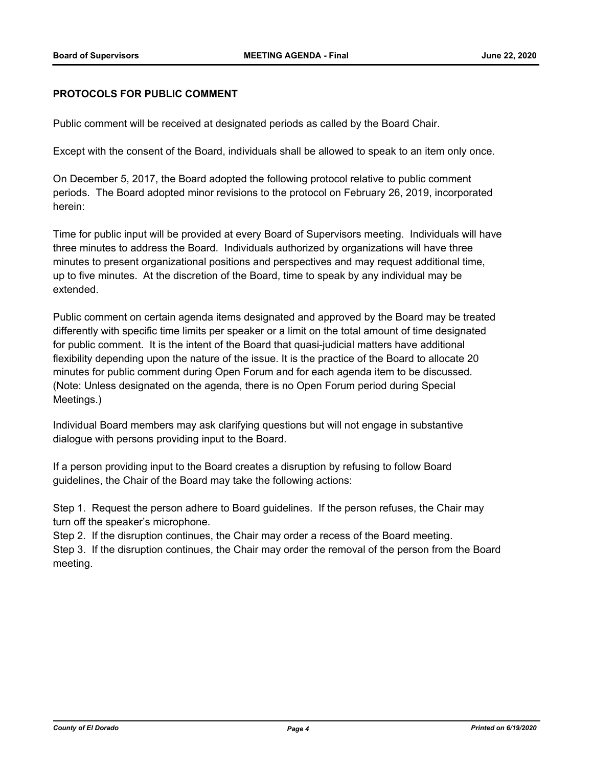**PROTOCOLS FOR PUBLIC COMMENT**

Public comment will be received at designated periods as called by the Board Chair.

Except with the consent of the Board, individuals shall be allowed to speak to an item only once.

On December 5, 2017, the Board adopted the following protocol relative to public comment periods. The Board adopted minor revisions to the protocol on February 26, 2019, incorporated herein:

Time for public input will be provided at every Board of Supervisors meeting. Individuals will have three minutes to address the Board. Individuals authorized by organizations will have three minutes to present organizational positions and perspectives and may request additional time, up to five minutes. At the discretion of the Board, time to speak by any individual may be extended.

Public comment on certain agenda items designated and approved by the Board may be treated differently with specific time limits per speaker or a limit on the total amount of time designated for public comment. It is the intent of the Board that quasi-judicial matters have additional flexibility depending upon the nature of the issue. It is the practice of the Board to allocate 20 minutes for public comment during Open Forum and for each agenda item to be discussed. (Note: Unless designated on the agenda, there is no Open Forum period during Special Meetings.)

Individual Board members may ask clarifying questions but will not engage in substantive dialogue with persons providing input to the Board.

If a person providing input to the Board creates a disruption by refusing to follow Board guidelines, the Chair of the Board may take the following actions:

Step 1. Request the person adhere to Board guidelines. If the person refuses, the Chair may turn off the speaker's microphone.
Step 2. If the disruption continues, the Chair may order a recess of the Board meeting.
Step 3. If the disruption continues, the Chair may order the removal of the person from the Board meeting.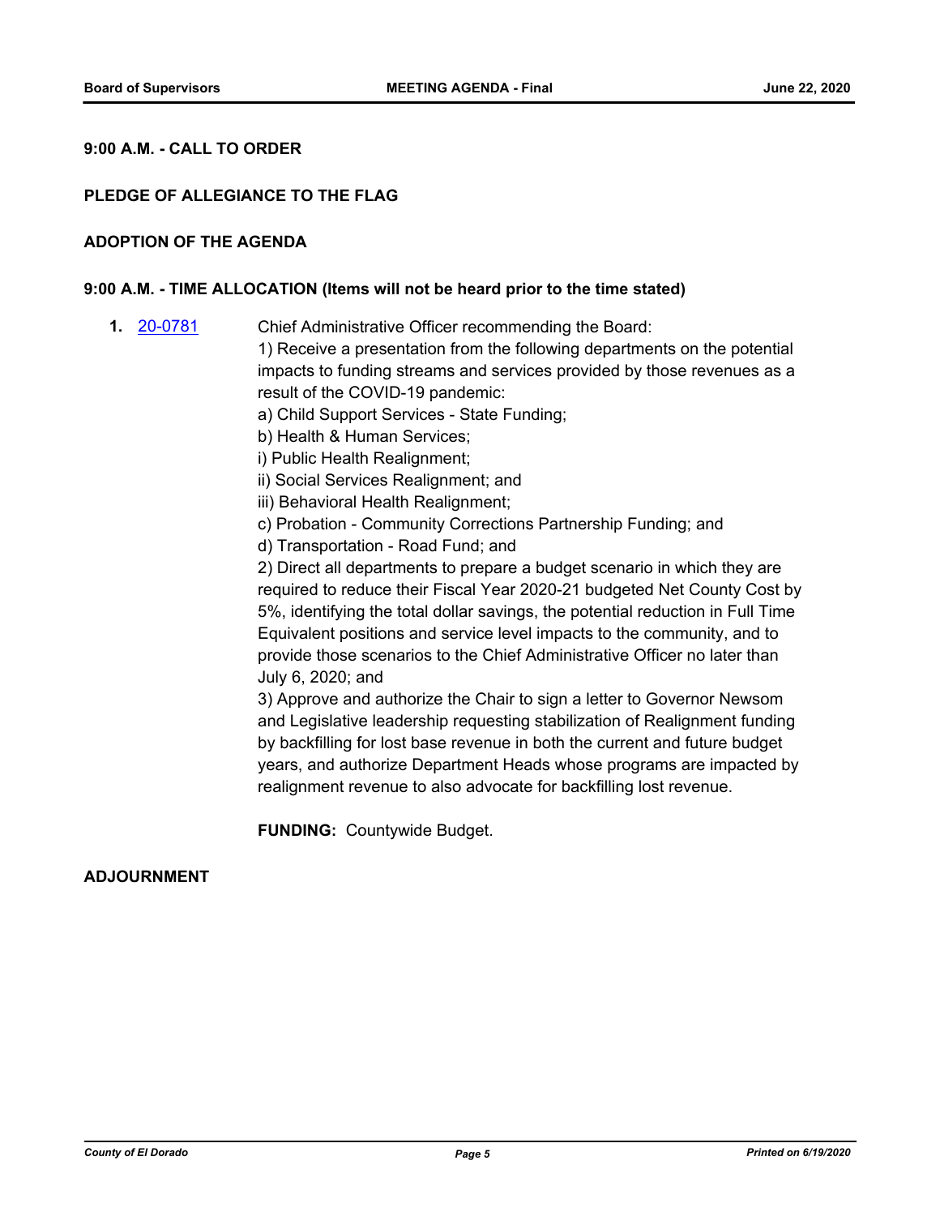**9:00 A.M. - CALL TO ORDER**

**PLEDGE OF ALLEGIANCE TO THE FLAG**

**ADOPTION OF THE AGENDA**

**9:00 A.M. - TIME ALLOCATION (Items will not be heard prior to the time stated)**

**1.** 20-0781 Chief Administrative Officer recommending the Board:

1) Receive a presentation from the following departments on the potential impacts to funding streams and services provided by those revenues as a result of the COVID-19 pandemic:

a) Child Support Services - State Funding;

b) Health & Human Services;

i) Public Health Realignment;

ii) Social Services Realignment; and

iii) Behavioral Health Realignment;

c) Probation - Community Corrections Partnership Funding; and

d) Transportation - Road Fund; and

2) Direct all departments to prepare a budget scenario in which they are required to reduce their Fiscal Year 2020-21 budgeted Net County Cost by 5%, identifying the total dollar savings, the potential reduction in Full Time Equivalent positions and service level impacts to the community, and to provide those scenarios to the Chief Administrative Officer no later than July 6, 2020; and

3) Approve and authorize the Chair to sign a letter to Governor Newsom and Legislative leadership requesting stabilization of Realignment funding by backfilling for lost base revenue in both the current and future budget years, and authorize Department Heads whose programs are impacted by realignment revenue to also advocate for backfilling lost revenue.

**FUNDING:** Countywide Budget.

**ADJOURNMENT**